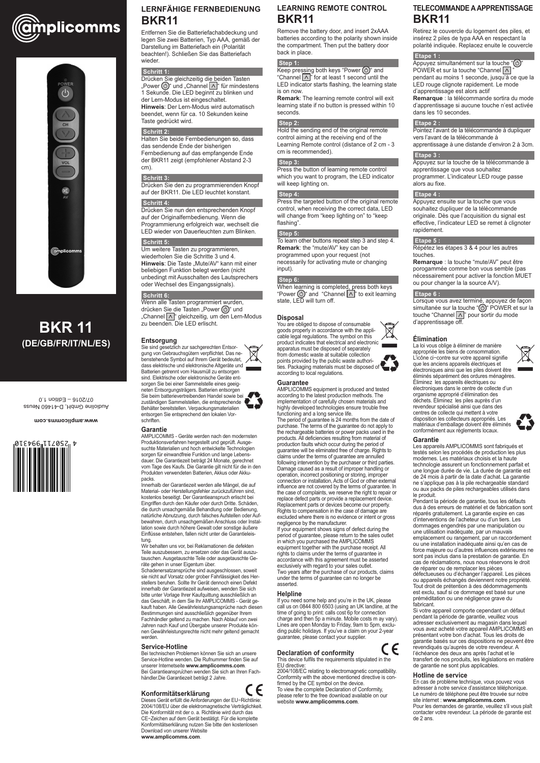amplicomms

BKR 11
(DE/GB/FR/IT/NL/ES)

www.amplicomms.com

Audioline GmbH, D-41460 Neuss
07/2016 – Edition 1.0

4 250711 994310

## LERNFÄHIGE FERNBEDIENUNG
# BKR11

Entfernen Sie die Batteriefachabdeckung und legen Sie zwei Batterien, Typ AAA, gemäß der Darstellung im Batteriefach ein (Polarität beachten!). Schließen Sie das Batteriefach wieder.

**Schritt 1:**
Drücken Sie gleichzeitig die beiden Tasten „Power" und „Channel ∧" für mindestens 1 Sekunde. Die LED beginnt zu blinken und der Lern-Modus ist eingeschaltet.
**Hinweis**: Der Lern-Modus wird automatisch beendet, wenn für ca. 10 Sekunden keine Taste gedrückt wird.

**Schritt 2:**
Halten Sie beide Fernbedienungen so, dass das sendende Ende der bisherigen Fernbedienung auf das empfangende Ende der BKR11 zeigt (empfohlener Abstand 2-3 cm).

**Schritt 3:**
Drücken Sie den zu programmierenden Knopf auf der BKR11. Die LED leuchtet konstant.

**Schritt 4:**
Drücken Sie nun den entsprechenden Knopf auf der Originalfernbedienung. Wenn die Programmierung erfolgreich war, wechselt die LED wieder von Dauerleuchten zum Blinken.

**Schritt 5:**
Um weitere Tasten zu programmieren, wiederholen Sie die Schritte 3 und 4.
**Hinweis**: Die Taste „Mute/AV" kann mit einer beliebigen Funktion belegt werden (nicht unbedingt mit Ausschalten des Lautsprechers oder Wechsel des Eingangssignals).

**Schritt 6:**
Wenn alle Tasten programmiert wurden, drücken Sie die Tasten „Power" und „Channel ∧" gleichzeitig, um den Lern-Modus zu beenden. Die LED erlischt.

### Entsorgung
Sie sind gesetzlich zur sachgerechten Entsorgung von Gebrauchsgütern verpflichtet. Das nebenstehende Symbol auf Ihrem Gerät bedeutet, dass elektrische und elektronische Altgeräte und Batterien getrennt vom Hausmüll zu entsorgen sind. Elektrische oder elektronische Geräte entsorgen Sie bei einer Sammelstelle eines geeigneten Entsorgungsträgers. Batterien entsorgen Sie beim batterievertreibenden Handel sowie bei zuständigen Sammelstellen, die entsprechende Behälter bereitstellen. Verpackungsmaterialien entsorgen Sie entsprechend den lokalen Vorschriften.

### Garantie
AMPLICOMMS - Geräte werden nach den modernsten Produktionsverfahren hergestellt und geprüft. Ausgesuchte Materialien und hoch entwickelte Technologien sorgen für einwandfreie Funktion und lange Lebensdauer. Die Garantiezeit beträgt 24 Monate, gerechnet vom Tage des Kaufs. Die Garantie gilt nicht für die in den Produkten verwendeten Batterien, Akkus oder Akkupacks.
Innerhalb der Garantiezeit werden alle Mängel, die auf Material- oder Herstellungsfehler zurückzuführen sind, kostenlos beseitigt. Der Garantieanspruch erlischt bei Eingriffen durch den Käufer oder durch Dritte. Schäden, die durch unsachgemäße Behandlung oder Bedienung, natürliche Abnutzung, durch falsches Aufstellen oder Aufbewahren, durch unsachgemäßen Anschluss oder Installation sowie durch höhere Gewalt oder sonstige äußere Einflüsse entstehen, fallen nicht unter die Garantieleistung.
Wir behalten uns vor, bei Reklamationen die defekten Teile auszubessern, zu ersetzen oder das Gerät auszutauschen. Ausgetauschte Teile oder ausgetauschte Geräte gehen in unser Eigentum über.
Schadenersatzansprüche sind ausgeschlossen, soweit sie nicht auf Vorsatz oder grober Fahrlässigkeit des Herstellers beruhen. Sollte Ihr Gerät dennoch einen Defekt innerhalb der Garantiezeit aufweisen, wenden Sie sich bitte unter Vorlage Ihrer Kaufquittung ausschließlich an das Geschäft, in dem Sie Ihr AMPLICOMMS - Gerät gekauft haben. Alle Gewährleistungsansprüche nach diesen Bestimmungen sind ausschließlich gegenüber Ihrem Fachhändler geltend zu machen. Nach Ablauf von zwei Jahren nach Kauf und Übergabe unserer Produkte können Gewährleistungsrechte nicht mehr geltend gemacht werden.

### Service-Hotline
Bei technischen Problemen können Sie sich an unsere Service-Hotline wenden. Die Rufnummer finden Sie auf unserer Internetseite **www.amplicomms.com**.
Bei Garantieansprüchen wenden Sie sich an Ihren Fachhändler.Die Garantiezeit beträgt 2 Jahre.

### Konformitätserklärung
Dieses Gerät erfüllt die Anforderungen der EU−Richtlinie: 2004/108/EU über die elektromagnetische Verträglichkeit. Die Konformität mit der o. a. Richtlinie wird durch das CE−Zeichen auf dem Gerät bestätigt. Für die komplette Konformitätserklärung nutzen Sie bitte den kostenlosen Download von unserer Website
**www.amplicomms.com**.

## LEARNING REMOTE CONTROL
# BKR11

Remove the battery door, and insert 2xAAA batteries according to the polarity shown inside the compartment. Then put the battery door back in place.

**Step 1:**
Keep pressing both keys "Power" and "Channel ∧" for at least 1 second until the LED indicator starts flashing, the learning state is on now.
**Remark**: The learning remote control will exit learning state if no button is pressed within 10 seconds.

**Step 2:**
Hold the sending end of the original remote control aiming at the receiving end of the Learning Remote control (distance of 2 cm - 3 cm is recommended).

**Step 3:**
Press the button of learning remote control which you want to program, the LED indicator will keep lighting on.

**Step 4:**
Press the targeted button of the original remote control, when receiving the correct data, LED will change from "keep lighting on" to "keep flashing".

**Step 5:**
To learn other buttons repeat step 3 and step 4.
**Remark**: the "mute/AV" key can be programmed upon your request (not necessarily for activating mute or changing input).

**Step 6:**
When learning is completed, press both keys "Power" and "Channel ∧" to exit learning state, LED will turn off.

### Disposal
You are obliged to dispose of consumable goods properly in accordance with the applicable legal regulations. The symbol on this product indicates that electrical and electronic apparatus must be disposed of separately from domestic waste at suitable collection points provided by the public waste authorities. Packaging materials must be disposed of according to local regulations.

### Guarantee
AMPLICOMMS equipment is produced and tested according to the latest production methods. The implementation of carefully chosen materials and highly developed technologies ensure trouble free functioning and a long service life.
The period of guarantee is 24 months from the date of purchase. The terms of the guarantee do not apply to the rechargeable batteries or power packs used in the products. All deficiencies resulting from material of production faults which occur during the period of guarantee will be eliminated free of charge. Rights to claims under the terms of guarantee are annulled following intervention by the purchaser or third parties. Damage caused as a result of improper handling or operation, incorrect positioning or storing, improper connection or installation, Acts of God or other external influence are not covered by the terms of guarantee. In the case of complaints, we reserve the right to repair or replace defect parts or provide a replacement device. Replacement parts or devices become our property. Rights to compensation in the case of damage are excluded where there is no evidence or intent or gross negligence by the manufacturer.
If your equipment shows signs of defect during the period of guarantee, please return to the sales outlet in which you purchased the AMPLICOMMS equipment together with the purchase receipt. All rights to claims under the terms of guarantee in accordance with this agreement must be asserted exclusively with regard to your sales outlet.
Two years after the purchase of our products, claims under the terms of guarantee can no longer be asserted.

### Helpline
If you need some help and you're in the UK, please call us on 0844 800 6503 (using an UK landline, at the time of going to print: calls cost 6p for connection charge and then 5p a minute. Mobile costs m ay vary). Lines are open Monday to Friday, 9am to 5pm, excluding public holidays. If you've a claim on your 2-year guarantee, please contact your supplier.

### Declaration of conformity
This device fulfils the requirements stipulated in the EU directive:
2004/108/EC relating to electromagnetic compatibility. Conformity with the above mentioned directive is confirmed by the CE symbol on the device.
To view the complete Declaration of Conformity, please refer to the free download available on our website **www.amplicomms.com**.

## TELECOMMANDE A APPRENTISSAGE
# BKR11

Retirez le couvercle du logement des piles, et insérez 2 piles de type AAA en respectant la polarité indiquée. Replacez enuite le couvercle

**Etape 1 :**
Appuyez simultanément sur la touche "" POWER et sur la touche "Channel ∧" pendant au moins 1 seconde, jusqu'à ce que la LED rouge clignote rapidement. Le mode d'apprentissage est alors actif
**Remarque** : la télécommande sortira du mode d'apprentissage si aucune touche n'est activée dans les 10 secondes.

**Etape 2 :**
Pointez l'avant de la télécommande à dupliquer vers l'avant de la télécommande à apprentissage à une distande d'environ 2 à 3cm.

**Etape 3 :**
Appuyez sur la touche de la télécommande à apprentissage que vous souhaitez programmer. L'indicateur LED rouge passe alors au fixe.

**Etape 4 :**
Appuyez ensuite sur la touche que vous souhaitez dupliquer de la télécommande originale. Dès que l'acquisition du signal est effective, l'indicateur LED se remet à clignoter rapidement.

**Etape 5 :**
Répétez les étapes 3 & 4 pour les autres touches.
**Remarque** : la touche "mute/AV" peut être porogammée comme bon vous semble (pas nécessairement pour activer la fonction MUET ou pour changer la la source A/V).

**Etape 6 :**
Lorsque vous avez terminé, appuyez de façon simultanée sur la touche "" POWER et sur la touche "Channel ∧" pour sortir du mode d'apprentissage off.

### Élimination
La loi vous oblige à éliminer de manière appropriée les biens de consommation. L'icône ci−contre sur votre appareil signifie que les anciens appareils électriques et électroniques ainsi que les piles doivent être éliminés séparément des ordures ménagères. Éliminez les appareils électriques ou électroniques dans le centre de collecte d'un organisme approprié d'élimination des déchets. Éliminez les piles auprès d'un revendeur spécialisé ainsi que dans des centres de collecte qui mettent à votre disposition les collecteurs appropriés. Les matériaux d'emballage doivent être éliminés conformément aux règlements locaux.

### Garantie
Les appareils AMPLICOMMS sont fabriqués et testés selon les procédés de production les plus modernes. Les matériaux choisis et la haute technologie assurent un fonctionnement parfait et une longue durée de vie. La durée de garantie est de 24 mois à partir de la date d'achat. La garantie ne s'applique pas à la pile rechargeable standard ou aux packs de piles rechargeables utilisés dans le produit.
Pendant la période de garantie, tous les défauts dus à des erreurs de matériel et de fabrication sont réparés gratuitement. La garantie expire en cas d'interventions de l'acheteur ou d'un tiers. Les dommages engendrés par une manipulation ou une utilisation inadéquate, par un mauvais emplacement ou rangement, par un raccordement ou une installation inadéquate ainsi qu'en cas de force majeure ou d'autres influences extérieures ne sont pas inclus dans la prestation de garantie. En cas de réclamations, nous nous réservons le droit de réparer ou de remplacer les pièces défectueuses ou d'échanger l'appareil. Les pièces ou appareils échangés deviennent notre propriété. Tout droit de prétention à des dédommagements est exclu, sauf si ce dommage est basé sur une préméditation ou une négligence grave du fabricant.
Si votre appareil comporte cependant un défaut pendant la période de garantie, veuillez vous adresser exclusivement au magasin dans lequel vous avez acheté votre appareil AMPLICOMMS en présentant votre bon d'achat. Tous les droits de garantie basés sur ces dispositions ne peuvent être revendiqués qu'auprès de votre revendeur. A l'échéance des deux ans après l'achat et le transfert de nos produits, les législations en matière de garantie ne sont plus applicables.

### Hotline de service
En cas de problème technique, vous pouvez vous adresser à notre service d'assistance téléphonique. Le numéro de téléphone peut être trouvée sur notre site internet : **www.amplicomms.com**.
Pour les demandes de garantie, veuillez s'il vous plaît contacter votre revendeur. La période de garantie est de 2 ans.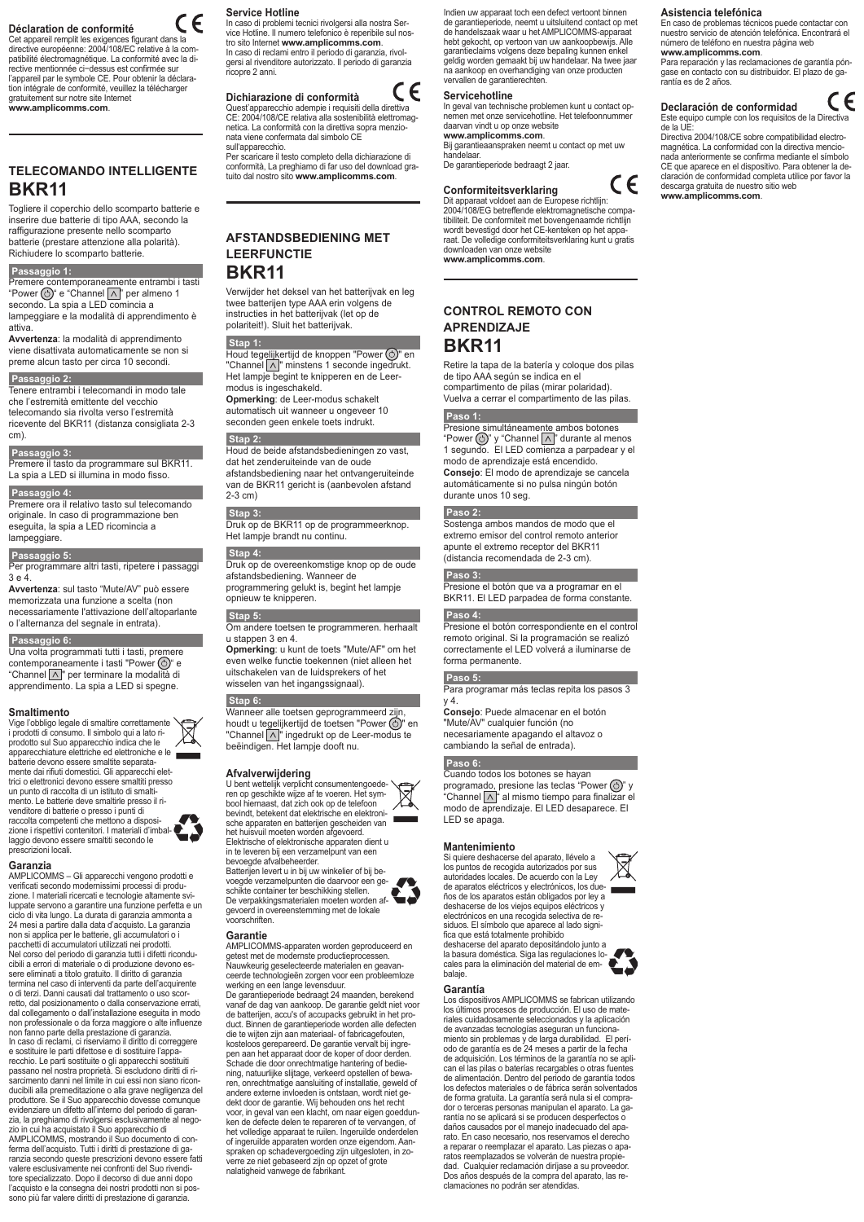### Déclaration de conformité

Cet appareil remplit les exigences figurant dans la directive européenne: 2004/108/EC relative à la compatibilité électromagnétique. La conformité avec la directive mentionnée ci−dessus est confirmée sur l'appareil par le symbole CE. Pour obtenir la déclaration intégrale de conformité, veuillez la télécharger gratuitement sur notre site Internet **www.amplicomms.com**.

## TELECOMANDO INTELLIGENTE
# BKR11

Togliere il coperchio dello scomparto batterie e inserire due batterie di tipo AAA, secondo la raffigurazione presente nello scomparto batterie (prestare attenzione alla polarità). Richiudere lo scomparto batterie.

**Passaggio 1:**
Premere contemporaneamente entrambi i tasti "Power ⏻" e "Channel ∧" per almeno 1 secondo. La spia a LED comincia a lampeggiare e la modalità di apprendimento è attiva.
**Avvertenza**: la modalità di apprendimento viene disattivata automaticamente se non si preme alcun tasto per circa 10 secondi.

**Passaggio 2:**
Tenere entrambi i telecomandi in modo tale che l'estremità emittente del vecchio telecomando sia rivolta verso l'estremità ricevente del BKR11 (distanza consigliata 2-3 cm).

**Passaggio 3:**
Premere il tasto da programmare sul BKR11. La spia a LED si illumina in modo fisso.

**Passaggio 4:**
Premere ora il relativo tasto sul telecomando originale. In caso di programmazione ben eseguita, la spia a LED ricomincia a lampeggiare.

**Passaggio 5:**
Per programmare altri tasti, ripetere i passaggi 3 e 4.
**Avvertenza**: sul tasto "Mute/AV" può essere memorizzata una funzione a scelta (non necessariamente l'attivazione dell'altoparlante o l'alternanza del segnale in entrata).

**Passaggio 6:**
Una volta programmati tutti i tasti, premere contemporaneamente i tasti "Power ⏻" e "Channel ∧" per terminare la modalità di apprendimento. La spia a LED si spegne.

### Smaltimento

Vige l'obbligo legale di smaltire correttamente i prodotti di consumo. Il simbolo qui a lato riprodotto sul Suo apparecchio indica che le apparecchiature elettriche ed elettroniche e le batterie devono essere smaltite separatamente dai rifiuti domestici. Gli apparecchi elettrici o elettronici devono essere smaltiti presso un punto di raccolta di un istituto di smaltimento. Le batterie deve smaltirle presso il rivenditore di batterie o presso i punti di raccolta competenti che mettono a disposizione i rispettivi contenitori. I materiali d'imballaggio devono essere smaltiti secondo le prescrizioni locali.

### Garanzia

AMPLICOMMS – Gli apparecchi vengono prodotti e verificati secondo modernissimi processi di produzione. I materiali ricercati e tecnologie altamente sviluppate servono a garantire una funzione perfetta e un ciclo di vita lungo. La durata di garanzia ammonta a 24 mesi a partire dalla data d'acquisto. La garanzia non si applica per le batterie, gli accumulatori o i pacchetti di accumulatori utilizzati nei prodotti. Nel corso del periodo di garanzia tutti i difetti riconducibili a errori di materiale o di produzione devono essere eliminati a titolo gratuito. Il diritto di garanzia termina nel caso di interventi da parte dell'acquirente o di terzi. Danni causati dal trattamento o uso scorretto, dal posizionamento o dalla conservazione errati, dal collegamento o dall'installazione eseguita in modo non professionale o da forza maggiore o altre influenze non fanno parte della prestazione di garanzia. In caso di reclami, ci riserviamo il diritto di correggere e sostituire le parti difettose e di sostituire l'apparecchio. Le parti sostituite o gli apparecchi sostituiti passano nel nostra proprietà. Si escludono diritti di risarcimento danni nel limite in cui essi non siano riconducibili alla premeditazione o alla grave negligenza del produttore. Se il Suo apparecchio dovesse comunque evidenziare un difetto all'interno del periodo di garanzia, la preghiamo di rivolgersi esclusivamente al negozio in cui ha acquistato il Suo apparecchio di AMPLICOMMS, mostrando il Suo documento di conferma dell'acquisto. Tutti i diritti di prestazione di garanzia secondo queste prescrizioni devono essere fatti valere esclusivamente nei confronti del Suo rivenditore specializzato. Dopo il decorso di due anni dopo l'acquisto e la consegna dei nostri prodotti non si possono più far valere diritti di prestazione di garanzia.

### Service Hotline

In caso di problemi tecnici rivolgersi alla nostra Service Hotline. Il numero telefonico è reperibile sul nostro sito Internet **www.amplicomms.com**. In caso di reclami entro il periodo di garanzia, rivolgersi al rivenditore autorizzato. Il periodo di garanzia ricopre 2 anni.

### Dichiarazione di conformità

Quest'apparecchio adempie i requisiti della direttiva CE: 2004/108/CE relativa alla sostenibilità elettromagnetica. La conformità con la direttiva sopra menzionata viene confermata dal simbolo CE sull'apparecchio.
Per scaricare il testo completo della dichiarazione di conformità, La preghiamo di far uso del download gratuito dal nostro sito **www.amplicomms.com**.

## AFSTANDSBEDIENING MET LEERFUNCTIE
# BKR11

Verwijder het deksel van het batterijvak en leg twee batterijen type AAA erin volgens de instructies in het batterijvak (let op de polariteit!). Sluit het batterijvak.

**Stap 1:**
Houd tegelijkertijd de knoppen "Power ⏻" en "Channel ∧" minstens 1 seconde ingedrukt. Het lampje begint te knipperen en de Leer-modus is ingeschakeld.
**Opmerking**: de Leer-modus schakelt automatisch uit wanneer u ongeveer 10 seconden geen enkele toets indrukt.

**Stap 2:**
Houd de beide afstandsbedieningen zo vast, dat het zenderuiteinde van de oude afstandsbediening naar het ontvangeruiteinde van de BKR11 gericht is (aanbevolen afstand 2-3 cm)

**Stap 3:**
Druk op de BKR11 op de programmeerknop. Het lampje brandt nu continu.

**Stap 4:**
Druk op de overeenkomstige knop op de oude afstandsbediening. Wanneer de programmering gelukt is, begint het lampje opnieuw te knipperen.

**Stap 5:**
Om andere toetsen te programmeren. herhaalt u stappen 3 en 4.
**Opmerking**: u kunt de toets "Mute/AF" om het even welke functie toekennen (niet alleen het uitschakelen van de luidsprekers of het wisselen van het ingangssignaal).

**Stap 6:**
Wanneer alle toetsen geprogrammeerd zijn, houdt u tegelijkertijd de toetsen "Power ⏻" en "Channel ∧" ingedrukt op de Leer-modus te beëindigen. Het lampje dooft nu.

### Afvalverwijdering

U bent wettelijk verplicht consumentengoederen op geschikte wijze af te voeren. Het symbool hiernaast, dat zich ook op de telefoon bevindt, betekent dat elektrische en elektronische apparaten en batterijen gescheiden van het huisvuil moeten worden afgevoerd. Elektrische of elektronische apparaten dient u in te leveren bij een verzamelpunt van een bevoegde afvalbeheerder.
Batterijen levert u in bij uw winkelier of bij bevoegde verzamelpunten die daarvoor een geschikte container ter beschikking stellen.
De verpakkingsmaterialen moeten worden afgevoerd in overeenstemming met de lokale voorschriften.

### Garantie

AMPLICOMMS-apparaten worden geproduceerd en getest met de modernste productieprocessen. Nauwkeurig geselecteerde materialen en geavanceerde technologieën zorgen voor een probleemloze werking en een lange levensduur. De garantieperiode bedraagt 24 maanden, berekend vanaf de dag van aankoop. De garantie geldt niet voor de batterijen, accu's of accupacks gebruikt in het product. Binnen de garantieperiode worden alle defecten die te wijten zijn aan materiaal- of fabricagefouten, kosteloos gerepareerd. De garantie vervalt bij ingrepen aan het apparaat door de koper of door derden. Schade die door onrechtmatige hantering of bediening, natuurlijke slijtage, verkeerd opstellen of bewaren, onrechtmatige aansluiting of installatie, geweld of andere externe invloeden is ontstaan, wordt niet gedekt door de garantie. Wij behouden ons het recht voor, in geval van een klacht, om naar eigen goeddunken de defecte delen te repareren of te vervangen, of het volledige apparaat te ruilen. Ingeruilde onderdelen of ingeruilde apparaten worden onze eigendom. Aanspraken op schadevergoeding zijn uitgesloten, in zoverre ze niet gebaseerd zijn op opzet of grote nalatigheid vanwege de fabrikant.

Indien uw apparaat toch een defect vertoont binnen de garantieperiode, neemt u uitsluitend contact op met de handelszaak waar u het AMPLICOMMS-apparaat hebt gekocht, op vertoon van uw aankoopbewijs. Alle garantieclaims volgens deze bepaling kunnen enkel geldig worden gemaakt bij uw handelaar. Na twee jaar na aankoop en overhandiging van onze producten vervallen de garantierechten.

### Servicehotline

In geval van technische problemen kunt u contact opnemen met onze servicehotline. Het telefoonnummer daarvan vindt u op onze website **www.amplicomms.com**.
Bij garantieaanspraken neemt u contact op met uw handelaar.
De garantieperiode bedraagt 2 jaar.

### Conformiteitsverklaring

Dit apparaat voldoet aan de Europese richtlijn: 2004/108/EG betreffende elektromagnetische compatibiliteit. De conformiteit met bovengenaamde richtlijn wordt bevestigd door het CE-kenteken op het apparaat. De volledige conformiteitsverklaring kunt u gratis downloaden van onze website **www.amplicomms.com**.

## CONTROL REMOTO CON APRENDIZAJE
# BKR11

Retire la tapa de la batería y coloque dos pilas de tipo AAA según se indica en el compartimento de pilas (mirar polaridad). Vuelva a cerrar el compartimento de las pilas.

**Paso 1:**
Presione simultáneamente ambos botones "Power ⏻" y "Channel ∧" durante al menos 1 segundo. El LED comienza a parpadear y el modo de aprendizaje está encendido.
**Consejo**: El modo de aprendizaje se cancela automáticamente si no pulsa ningún botón durante unos 10 seg.

**Paso 2:**
Sostenga ambos mandos de modo que el extremo emisor del control remoto anterior apunte el extremo receptor del BKR11 (distancia recomendada de 2-3 cm).

**Paso 3:**
Presione el botón que va a programar en el BKR11. El LED parpadea de forma constante.

**Paso 4:**
Presione el botón correspondiente en el control remoto original. Si la programación se realizó correctamente el LED volverá a iluminarse de forma permanente.

**Paso 5:**
Para programar más teclas repita los pasos 3 y 4.
**Consejo**: Puede almacenar en el botón "Mute/AV" cualquier función (no necesariamente apagando el altavoz o cambiando la señal de entrada).

**Paso 6:**
Cuando todos los botones se hayan programado, presione las teclas "Power ⏻" y "Channel ∧" al mismo tiempo para finalizar el modo de aprendizaje. El LED desaparece. El LED se apaga.

### Mantenimiento

Si quiere deshacerse del aparato, llévelo a los puntos de recogida autorizados por sus autoridades locales. De acuerdo con la Ley de aparatos eléctricos y electrónicos, los dueños de los aparatos están obligados por ley a deshacerse de los viejos equipos eléctricos y electrónicos en una recogida selectiva de residuos. El símbolo que aparece al lado significa que está totalmente prohibido deshacerse del aparato depositándolo junto a la basura doméstica. Siga las regulaciones locales para la eliminación del material de embalaje.

### Garantía

Los dispositivos AMPLICOMMS se fabrican utilizando los últimos procesos de producción. El uso de materiales cuidadosamente seleccionados y la aplicación de avanzadas tecnologías aseguran un funcionamiento sin problemas y de larga durabilidad. El período de garantía es de 24 meses a partir de la fecha de adquisición. Los términos de la garantía no se aplican el las pilas o baterías recargables u otras fuentes de alimentación. Dentro del periodo de garantía todos los defectos materiales o de fábrica serán solventados de forma gratuita. La garantía será nula si el comprador o terceras personas manipulan el aparato. La garantía no se aplicará si se producen desperfectos o daños causados por el manejo inadecuado del aparato. En caso necesario, nos reservamos el derecho a reparar o reemplazar el aparato. Las piezas o aparatos reemplazados se volverán de nuestra propiedad. Cualquier reclamación diríjase a su proveedor. Dos años después de la compra del aparato, las reclamaciones no podrán ser atendidas.

### Asistencia telefónica

En caso de problemas técnicos puede contactar con nuestro servicio de atención telefónica. Encontrará el número de teléfono en nuestra página web **www.amplicomms.com**.
Para reparación y las reclamaciones de garantía póngase en contacto con su distribuidor. El plazo de garantía es de 2 años.

### Declaración de conformidad

Este equipo cumple con los requisitos de la Directiva de la UE:
Directiva 2004/108/CE sobre compatibilidad electromagnética. La conformidad con la directiva mencionada anteriormente se confirma mediante el símbolo CE que aparece en el dispositivo. Para obtener la declaración de conformidad completa utilice por favor la descarga gratuita de nuestro sitio web **www.amplicomms.com**.